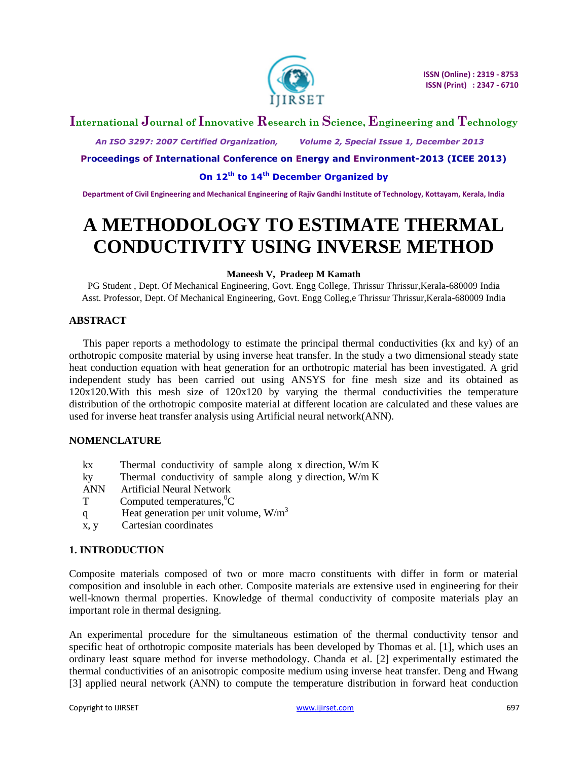# A METHODOLOGY TO ESTIMATE THERMAL CONDUCTIVITY USING INVERSE METHOD

**Maneesh V, Pradeep M Kamath**

PG Student , Dept. Of Mechanical Engineering, Govt. Engg College, Thrissur Thrissur,Kerala-680009 India

Asst. Professor, Dept. Of Mechanical Engineering, Govt. Engg Colleg,e Thrissur Thrissur,Kerala-680009 India

## ABSTRACT

This paper reports a methodology to estimate the principal thermal conductivities (kx and ky) of an orthotropic composite material by using inverse heat transfer. In the study a two dimensional steady state heat conduction equation with heat generation for an orthotropic material has been investigated. A grid independent study has been carried out using ANSYS for fine mesh size and its obtained as 120x120.With this mesh size of 120x120 by varying the thermal conductivities the temperature distribution of the orthotropic composite material at different location are calculated and these values are used for inverse heat transfer analysis using Artificial neural network(ANN).

## NOMENCLATURE

| | |
|---|---|
| kx | Thermal conductivity of sample along x direction, W/m K |
| ky | Thermal conductivity of sample along y direction, W/m K |
| ANN | Artificial Neural Network |
| T | Computed temperatures,$^{0}$C |
| q | Heat generation per unit volume, W/m$^{3}$ |
| x, y | Cartesian coordinates |

## 1. INTRODUCTION

Composite materials composed of two or more macro constituents with differ in form or material composition and insoluble in each other. Composite materials are extensive used in engineering for their well-known thermal properties. Knowledge of thermal conductivity of composite materials play an important role in thermal designing.

An experimental procedure for the simultaneous estimation of the thermal conductivity tensor and specific heat of orthotropic composite materials has been developed by Thomas et al. [1], which uses an ordinary least square method for inverse methodology. Chanda et al. [2] experimentally estimated the thermal conductivities of an anisotropic composite medium using inverse heat transfer. Deng and Hwang [3] applied neural network (ANN) to compute the temperature distribution in forward heat conduction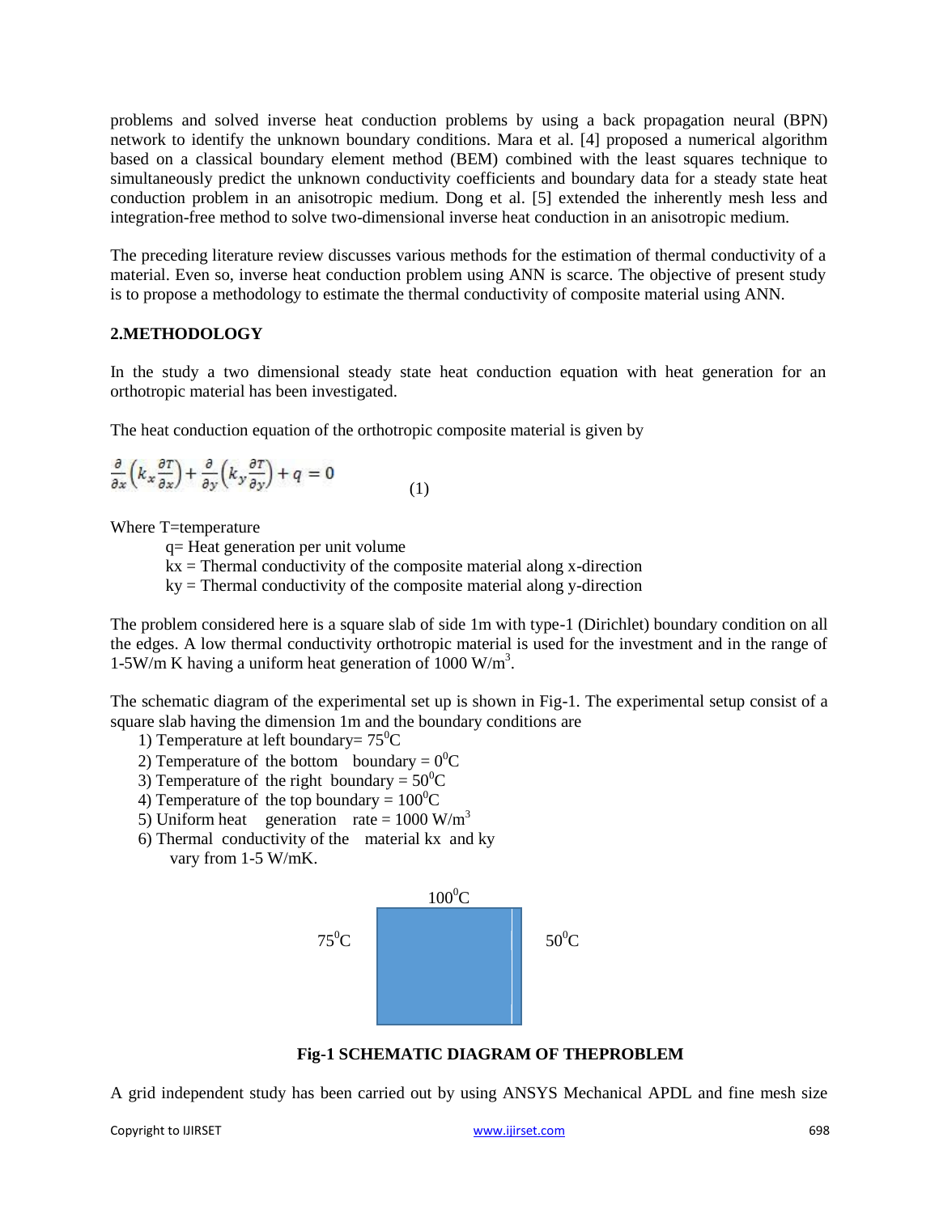problems and solved inverse heat conduction problems by using a back propagation neural (BPN) network to identify the unknown boundary conditions. Mara et al. [4] proposed a numerical algorithm based on a classical boundary element method (BEM) combined with the least squares technique to simultaneously predict the unknown conductivity coefficients and boundary data for a steady state heat conduction problem in an anisotropic medium. Dong et al. [5] extended the inherently mesh less and integration-free method to solve two-dimensional inverse heat conduction in an anisotropic medium.

The preceding literature review discusses various methods for the estimation of thermal conductivity of a material. Even so, inverse heat conduction problem using ANN is scarce. The objective of present study is to propose a methodology to estimate the thermal conductivity of composite material using ANN.

## 2.METHODOLOGY

In the study a two dimensional steady state heat conduction equation with heat generation for an orthotropic material has been investigated.

The heat conduction equation of the orthotropic composite material is given by

$$\frac{\partial}{\partial x}\left(k_x \frac{\partial T}{\partial x}\right) + \frac{\partial}{\partial y}\left(k_y \frac{\partial T}{\partial y}\right) + q = 0 \qquad (1)$$

Where T=temperature

- q= Heat generation per unit volume
- kx = Thermal conductivity of the composite material along x-direction
- ky = Thermal conductivity of the composite material along y-direction

The problem considered here is a square slab of side 1m with type-1 (Dirichlet) boundary condition on all the edges. A low thermal conductivity orthotropic material is used for the investment and in the range of 1-5W/m K having a uniform heat generation of 1000 W/m$^3$.

The schematic diagram of the experimental set up is shown in Fig-1. The experimental setup consist of a square slab having the dimension 1m and the boundary conditions are

1) Temperature at left boundary= 75$^0$C
2) Temperature of the bottom boundary = 0$^0$C
3) Temperature of the right boundary = 50$^0$C
4) Temperature of the top boundary = 100$^0$C
5) Uniform heat generation rate = 1000 W/m$^3$
6) Thermal conductivity of the material kx and ky vary from 1-5 W/mK.

100$^0$C

75$^0$C　　　　50$^0$C

**Fig-1 SCHEMATIC DIAGRAM OF THEPROBLEM**

A grid independent study has been carried out by using ANSYS Mechanical APDL and fine mesh size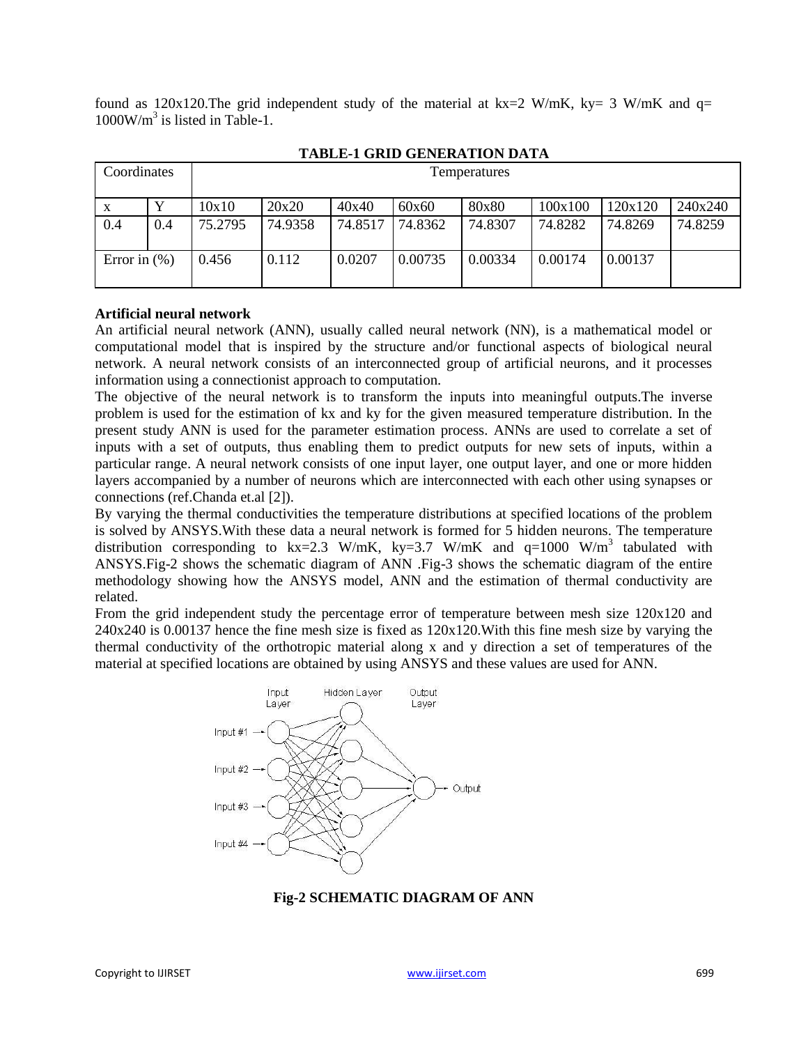found as 120x120.The grid independent study of the material at kx=2 W/mK, ky= 3 W/mK and q= 1000W/$m^3$ is listed in Table-1.

**TABLE-1 GRID GENERATION DATA**

| Coordinates | | Temperatures | | | | | | | |
|---|---|---|---|---|---|---|---|---|---|
| x | Y | 10x10 | 20x20 | 40x40 | 60x60 | 80x80 | 100x100 | 120x120 | 240x240 |
| 0.4 | 0.4 | 75.2795 | 74.9358 | 74.8517 | 74.8362 | 74.8307 | 74.8282 | 74.8269 | 74.8259 |
| Error in (%) | | 0.456 | 0.112 | 0.0207 | 0.00735 | 0.00334 | 0.00174 | 0.00137 | |

**Artificial neural network**

An artificial neural network (ANN), usually called neural network (NN), is a mathematical model or computational model that is inspired by the structure and/or functional aspects of biological neural network. A neural network consists of an interconnected group of artificial neurons, and it processes information using a connectionist approach to computation.

The objective of the neural network is to transform the inputs into meaningful outputs.The inverse problem is used for the estimation of kx and ky for the given measured temperature distribution. In the present study ANN is used for the parameter estimation process. ANNs are used to correlate a set of inputs with a set of outputs, thus enabling them to predict outputs for new sets of inputs, within a particular range. A neural network consists of one input layer, one output layer, and one or more hidden layers accompanied by a number of neurons which are interconnected with each other using synapses or connections (ref.Chanda et.al [2]).

By varying the thermal conductivities the temperature distributions at specified locations of the problem is solved by ANSYS.With these data a neural network is formed for 5 hidden neurons. The temperature distribution corresponding to kx=2.3 W/mK, ky=3.7 W/mK and q=1000 W/$m^3$ tabulated with ANSYS.Fig-2 shows the schematic diagram of ANN .Fig-3 shows the schematic diagram of the entire methodology showing how the ANSYS model, ANN and the estimation of thermal conductivity are related.

From the grid independent study the percentage error of temperature between mesh size 120x120 and 240x240 is 0.00137 hence the fine mesh size is fixed as 120x120.With this fine mesh size by varying the thermal conductivity of the orthotropic material along x and y direction a set of temperatures of the material at specified locations are obtained by using ANSYS and these values are used for ANN.

**Fig-2 SCHEMATIC DIAGRAM OF ANN**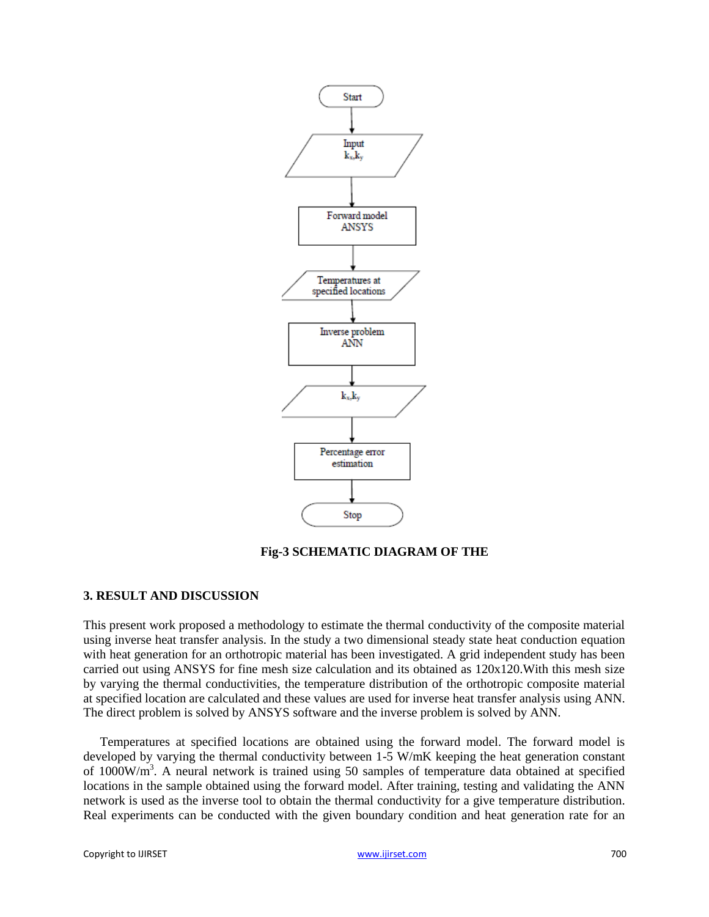Start

Input
$k_x$,$k_y$

Forward model
ANSYS

Temperatures at
specified locations

Inverse problem
ANN

$k_x$,$k_y$

Percentage error
estimation

Stop

**Fig-3 SCHEMATIC DIAGRAM OF THE**

### 3. RESULT AND DISCUSSION

This present work proposed a methodology to estimate the thermal conductivity of the composite material using inverse heat transfer analysis. In the study a two dimensional steady state heat conduction equation with heat generation for an orthotropic material has been investigated. A grid independent study has been carried out using ANSYS for fine mesh size calculation and its obtained as 120x120.With this mesh size by varying the thermal conductivities, the temperature distribution of the orthotropic composite material at specified location are calculated and these values are used for inverse heat transfer analysis using ANN. The direct problem is solved by ANSYS software and the inverse problem is solved by ANN.

Temperatures at specified locations are obtained using the forward model. The forward model is developed by varying the thermal conductivity between 1-5 W/mK keeping the heat generation constant of 1000W/m$^3$. A neural network is trained using 50 samples of temperature data obtained at specified locations in the sample obtained using the forward model. After training, testing and validating the ANN network is used as the inverse tool to obtain the thermal conductivity for a give temperature distribution. Real experiments can be conducted with the given boundary condition and heat generation rate for an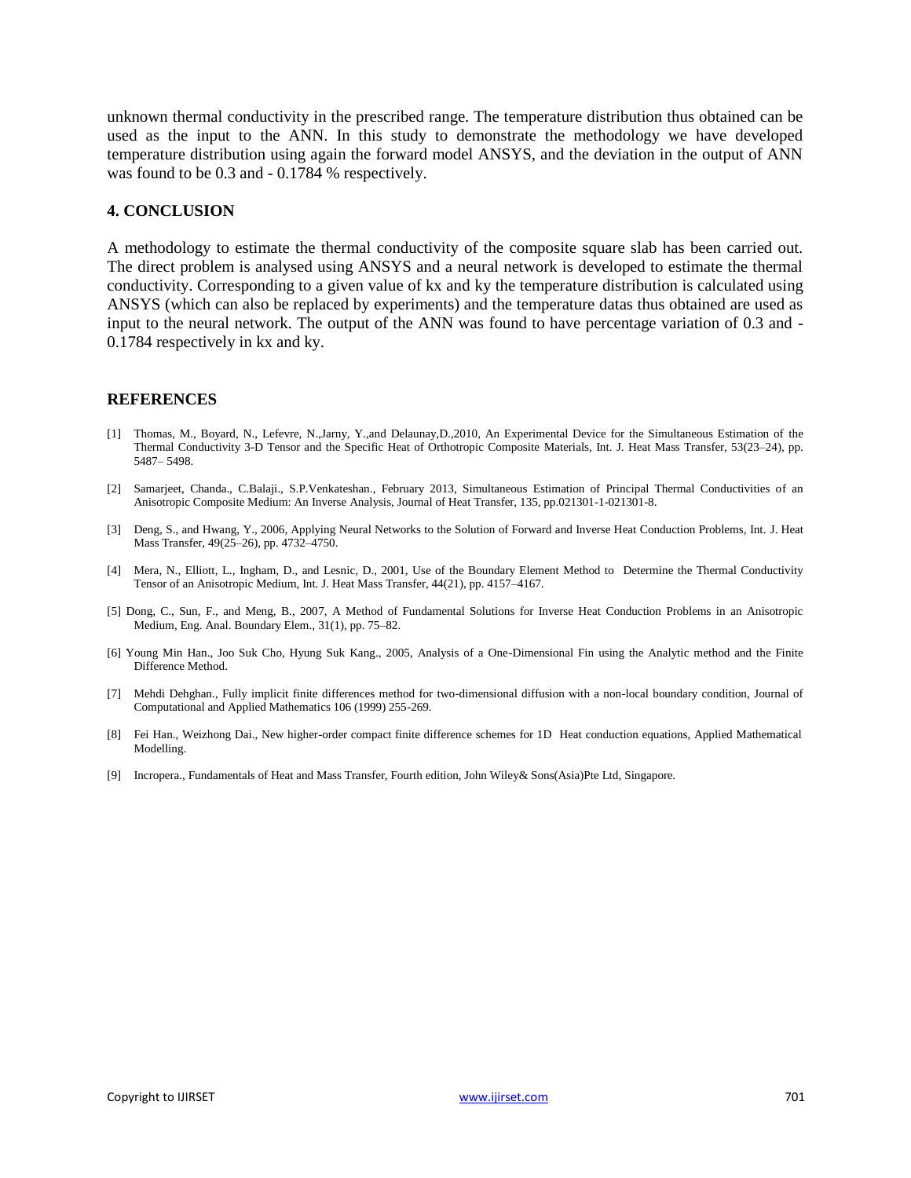unknown thermal conductivity in the prescribed range. The temperature distribution thus obtained can be used as the input to the ANN. In this study to demonstrate the methodology we have developed temperature distribution using again the forward model ANSYS, and the deviation in the output of ANN was found to be 0.3 and - 0.1784 % respectively.

## 4. CONCLUSION

A methodology to estimate the thermal conductivity of the composite square slab has been carried out. The direct problem is analysed using ANSYS and a neural network is developed to estimate the thermal conductivity. Corresponding to a given value of kx and ky the temperature distribution is calculated using ANSYS (which can also be replaced by experiments) and the temperature datas thus obtained are used as input to the neural network. The output of the ANN was found to have percentage variation of 0.3 and -0.1784 respectively in kx and ky.

## REFERENCES

[1] Thomas, M., Boyard, N., Lefevre, N.,Jarny, Y.,and Delaunay,D.,2010, An Experimental Device for the Simultaneous Estimation of the Thermal Conductivity 3-D Tensor and the Specific Heat of Orthotropic Composite Materials, Int. J. Heat Mass Transfer, 53(23–24), pp. 5487– 5498.

[2] Samarjeet, Chanda., C.Balaji., S.P.Venkateshan., February 2013, Simultaneous Estimation of Principal Thermal Conductivities of an Anisotropic Composite Medium: An Inverse Analysis, Journal of Heat Transfer, 135, pp.021301-1-021301-8.

[3] Deng, S., and Hwang, Y., 2006, Applying Neural Networks to the Solution of Forward and Inverse Heat Conduction Problems, Int. J. Heat Mass Transfer, 49(25–26), pp. 4732–4750.

[4] Mera, N., Elliott, L., Ingham, D., and Lesnic, D., 2001, Use of the Boundary Element Method to Determine the Thermal Conductivity Tensor of an Anisotropic Medium, Int. J. Heat Mass Transfer, 44(21), pp. 4157–4167.

[5] Dong, C., Sun, F., and Meng, B., 2007, A Method of Fundamental Solutions for Inverse Heat Conduction Problems in an Anisotropic Medium, Eng. Anal. Boundary Elem., 31(1), pp. 75–82.

[6] Young Min Han., Joo Suk Cho, Hyung Suk Kang., 2005, Analysis of a One-Dimensional Fin using the Analytic method and the Finite Difference Method.

[7] Mehdi Dehghan., Fully implicit finite differences method for two-dimensional diffusion with a non-local boundary condition, Journal of Computational and Applied Mathematics 106 (1999) 255-269.

[8] Fei Han., Weizhong Dai., New higher-order compact finite difference schemes for 1D Heat conduction equations, Applied Mathematical Modelling.

[9] Incropera., Fundamentals of Heat and Mass Transfer, Fourth edition, John Wiley& Sons(Asia)Pte Ltd, Singapore.